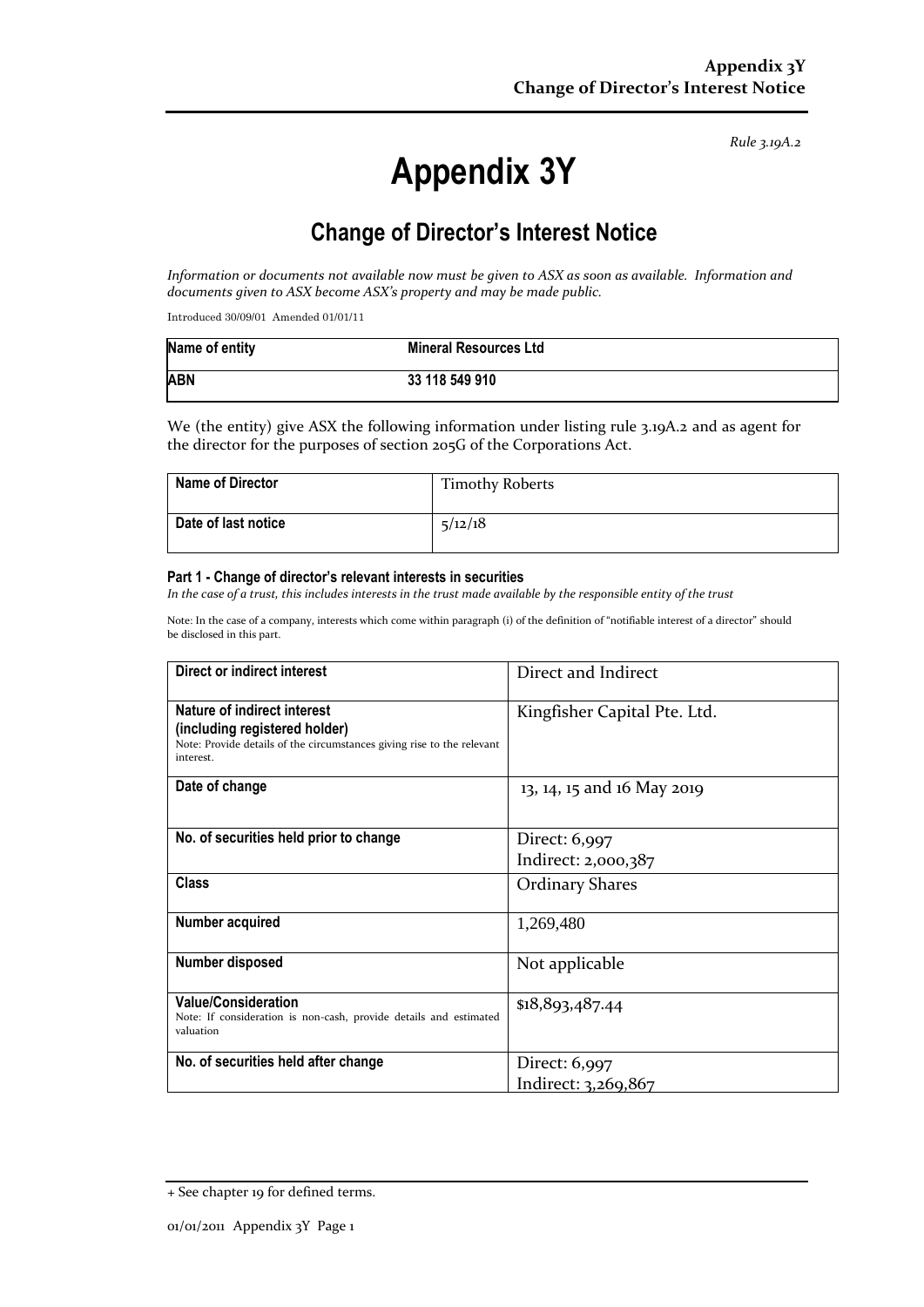*Rule 3.19A.2*

# Appendix 3Y

## Change of Director's Interest Notice

*Information or documents not available now must be given to ASX as soon as available. Information and documents given to ASX become ASX's property and may be made public.*

Introduced 30/09/01 Amended 01/01/11

| **Name of entity** | **Mineral Resources Ltd** |
| --- | --- |
| **ABN** | **33 118 549 910** |

We (the entity) give ASX the following information under listing rule 3.19A.2 and as agent for the director for the purposes of section 205G of the Corporations Act.

| **Name of Director** | Timothy Roberts |
| --- | --- |
| **Date of last notice** | 5/12/18 |

### Part 1 - Change of director's relevant interests in securities

*In the case of a trust, this includes interests in the trust made available by the responsible entity of the trust*

Note: In the case of a company, interests which come within paragraph (i) of the definition of "notifiable interest of a director" should be disclosed in this part.

| | |
| --- | --- |
| **Direct or indirect interest** | Direct and Indirect |
| **Nature of indirect interest (including registered holder)**<br>Note: Provide details of the circumstances giving rise to the relevant interest. | Kingfisher Capital Pte. Ltd. |
| **Date of change** | 13, 14, 15 and 16 May 2019 |
| **No. of securities held prior to change** | Direct: 6,997<br>Indirect: 2,000,387 |
| **Class** | Ordinary Shares |
| **Number acquired** | 1,269,480 |
| **Number disposed** | Not applicable |
| **Value/Consideration**<br>Note: If consideration is non-cash, provide details and estimated valuation | $18,893,487.44 |
| **No. of securities held after change** | Direct: 6,997<br>Indirect: 3,269,867 |

+ See chapter 19 for defined terms.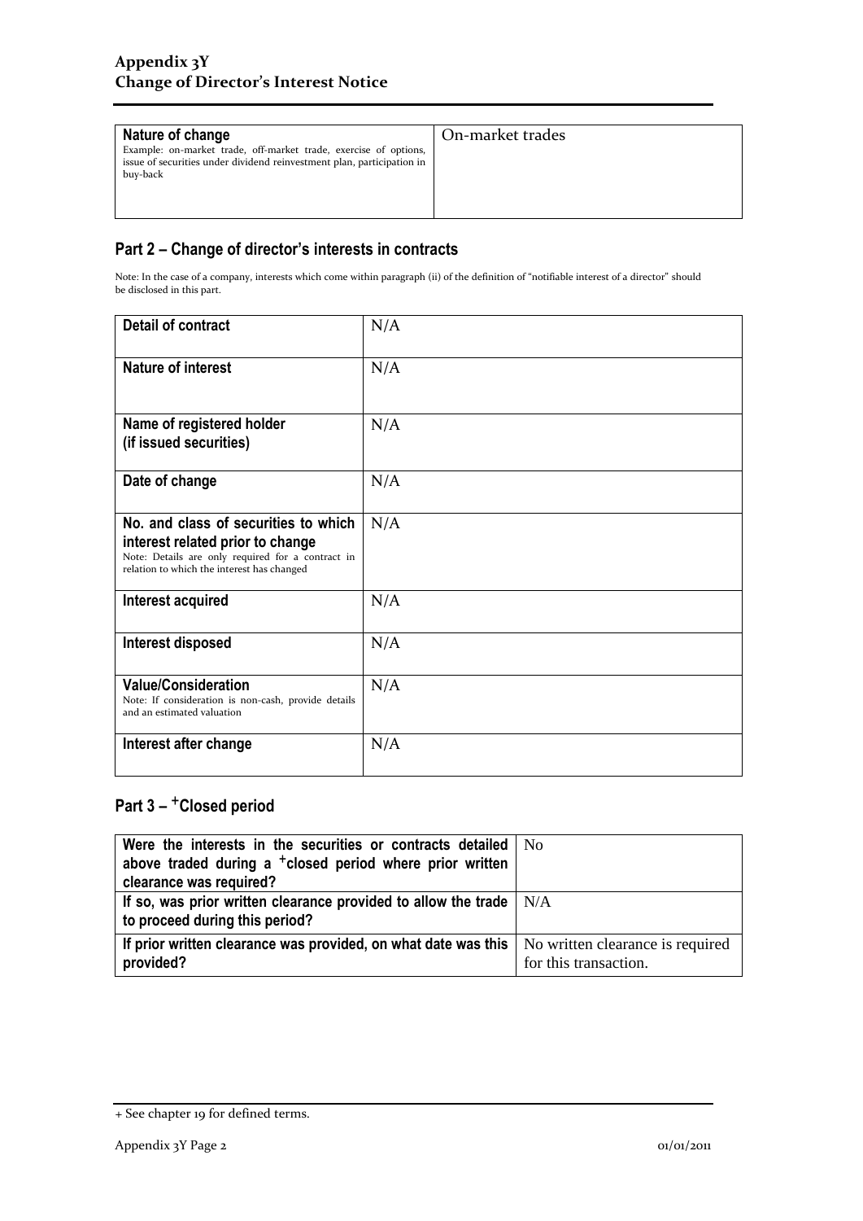| | |
|---|---|
| **Nature of change**<br>Example: on-market trade, off-market trade, exercise of options, issue of securities under dividend reinvestment plan, participation in buy-back | On-market trades |

## Part 2 – Change of director's interests in contracts

Note: In the case of a company, interests which come within paragraph (ii) of the definition of "notifiable interest of a director" should be disclosed in this part.

| | |
|---|---|
| **Detail of contract** | N/A |
| **Nature of interest** | N/A |
| **Name of registered holder (if issued securities)** | N/A |
| **Date of change** | N/A |
| **No. and class of securities to which interest related prior to change**<br>Note: Details are only required for a contract in relation to which the interest has changed | N/A |
| **Interest acquired** | N/A |
| **Interest disposed** | N/A |
| **Value/Consideration**<br>Note: If consideration is non-cash, provide details and an estimated valuation | N/A |
| **Interest after change** | N/A |

## Part 3 – +Closed period

| | |
|---|---|
| **Were the interests in the securities or contracts detailed above traded during a +closed period where prior written clearance was required?** | No |
| **If so, was prior written clearance provided to allow the trade to proceed during this period?** | N/A |
| **If prior written clearance was provided, on what date was this provided?** | No written clearance is required for this transaction. |

+ See chapter 19 for defined terms.